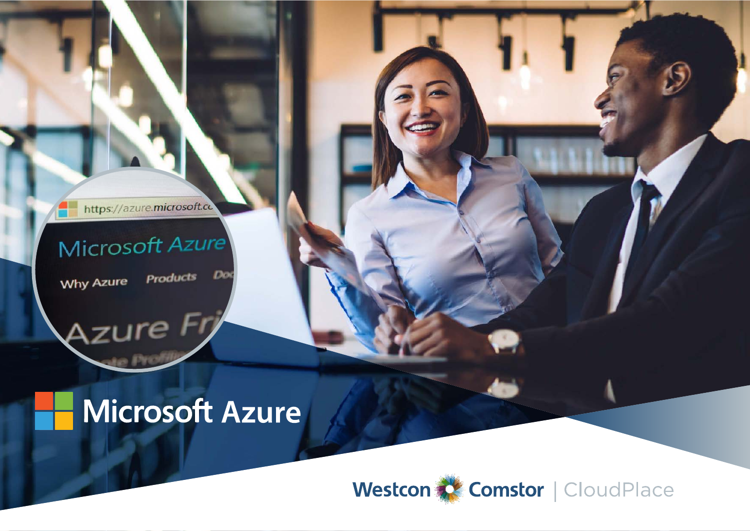# Microsoft Azure

Westcon Comstor | CloudPlace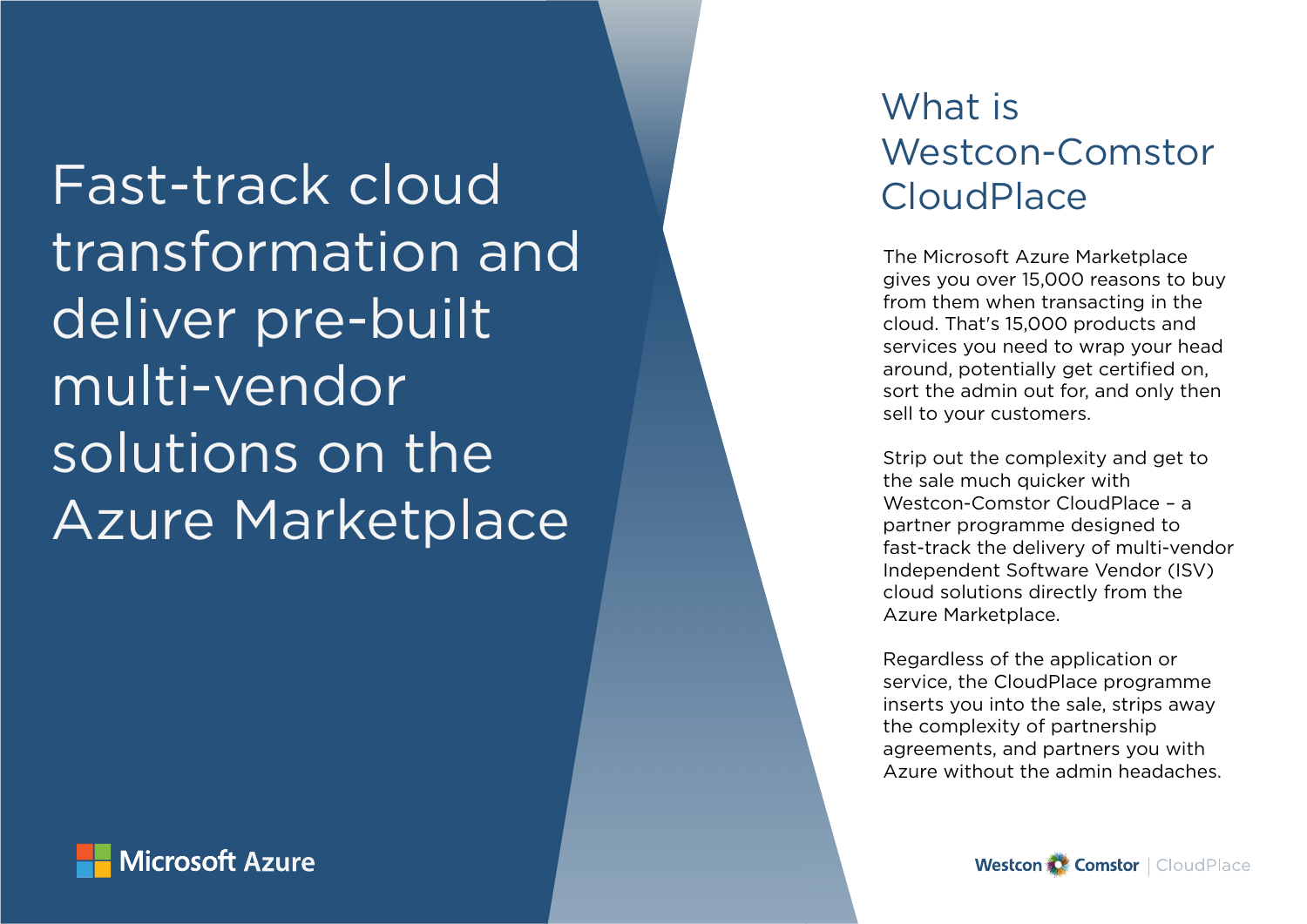# Fast-track cloud transformation and deliver pre-built multi-vendor solutions on the Azure Marketplace

Microsoft Azure

## What is Westcon-Comstor CloudPlace

The Microsoft Azure Marketplace gives you over 15,000 reasons to buy from them when transacting in the cloud. That's 15,000 products and services you need to wrap your head around, potentially get certified on, sort the admin out for, and only then sell to your customers.

Strip out the complexity and get to the sale much quicker with Westcon-Comstor CloudPlace – a partner programme designed to fast-track the delivery of multi-vendor Independent Software Vendor (ISV) cloud solutions directly from the Azure Marketplace.

Regardless of the application or service, the CloudPlace programme inserts you into the sale, strips away the complexity of partnership agreements, and partners you with Azure without the admin headaches.

Westcon Comstor | CloudPlace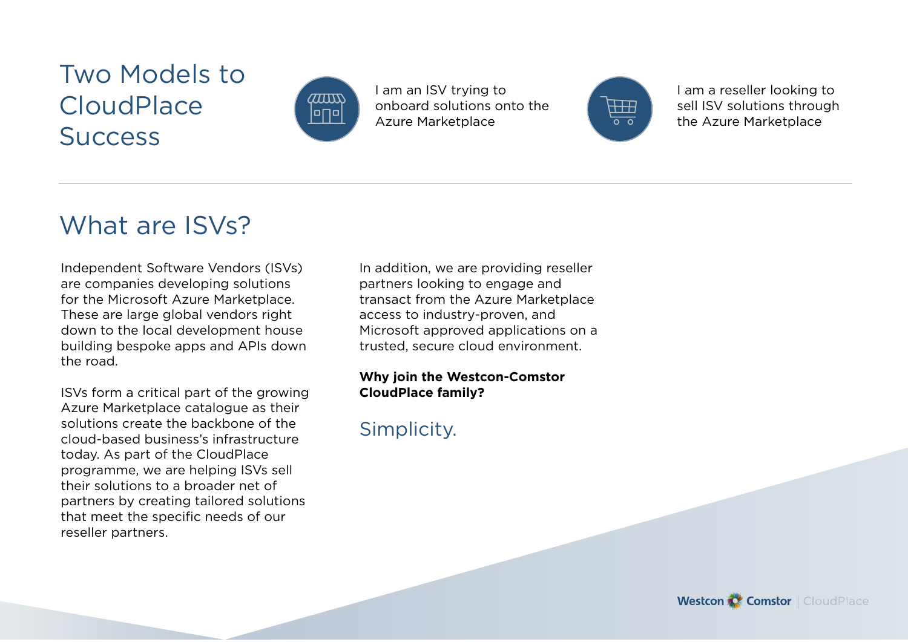# Two Models to CloudPlace Success

I am an ISV trying to onboard solutions onto the Azure Marketplace

I am a reseller looking to sell ISV solutions through the Azure Marketplace

## What are ISVs?

Independent Software Vendors (ISVs) are companies developing solutions for the Microsoft Azure Marketplace. These are large global vendors right down to the local development house building bespoke apps and APIs down the road.

ISVs form a critical part of the growing Azure Marketplace catalogue as their solutions create the backbone of the cloud-based business's infrastructure today. As part of the CloudPlace programme, we are helping ISVs sell their solutions to a broader net of partners by creating tailored solutions that meet the specific needs of our reseller partners.

In addition, we are providing reseller partners looking to engage and transact from the Azure Marketplace access to industry-proven, and Microsoft approved applications on a trusted, secure cloud environment.

**Why join the Westcon-Comstor CloudPlace family?**

Simplicity.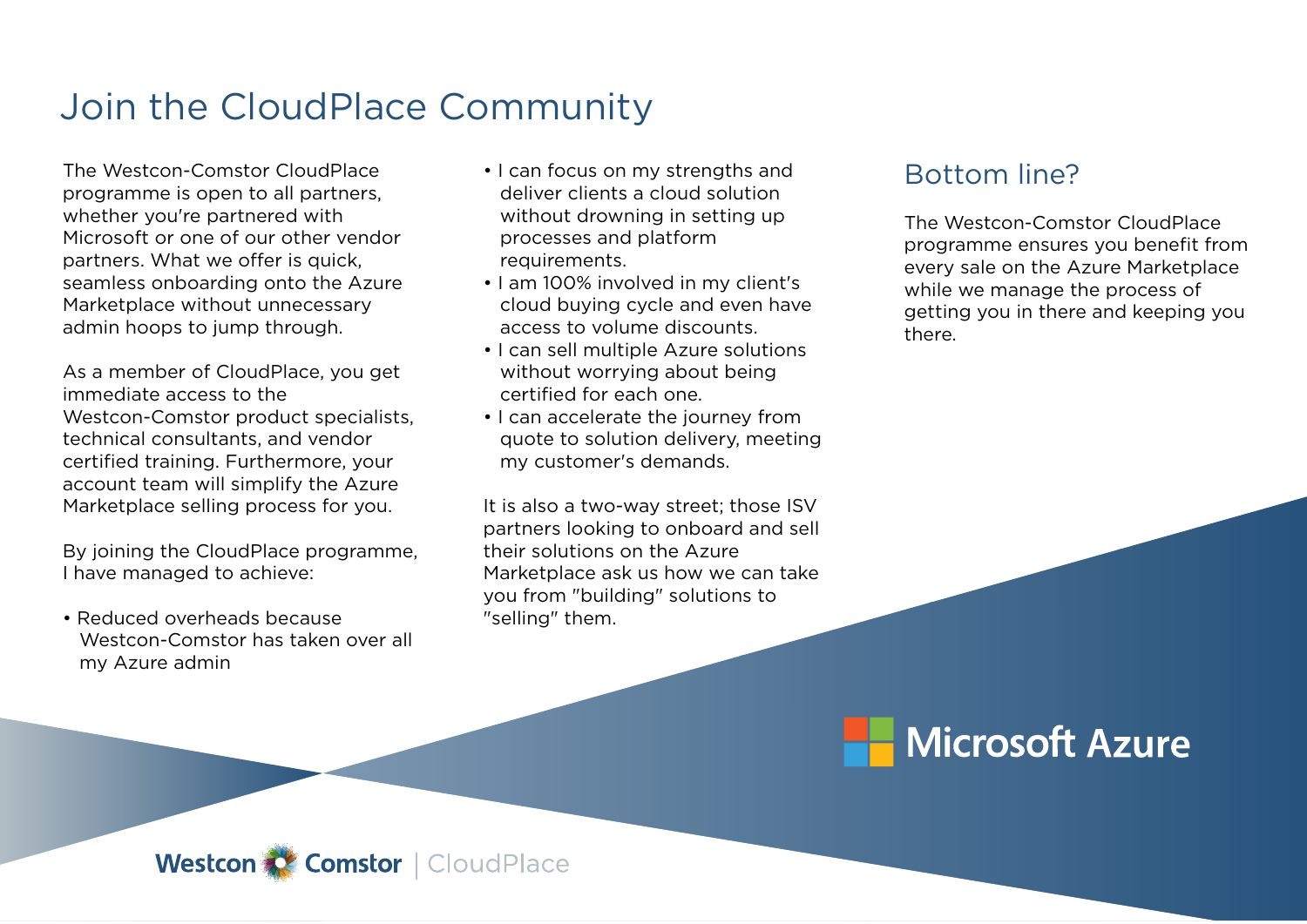# Join the CloudPlace Community

The Westcon-Comstor CloudPlace programme is open to all partners, whether you're partnered with Microsoft or one of our other vendor partners. What we offer is quick, seamless onboarding onto the Azure Marketplace without unnecessary admin hoops to jump through.

As a member of CloudPlace, you get immediate access to the Westcon-Comstor product specialists, technical consultants, and vendor certified training. Furthermore, your account team will simplify the Azure Marketplace selling process for you.

By joining the CloudPlace programme, I have managed to achieve:

- Reduced overheads because Westcon-Comstor has taken over all my Azure admin
- I can focus on my strengths and deliver clients a cloud solution without drowning in setting up processes and platform requirements.
- I am 100% involved in my client's cloud buying cycle and even have access to volume discounts.
- I can sell multiple Azure solutions without worrying about being certified for each one.
- I can accelerate the journey from quote to solution delivery, meeting my customer's demands.

It is also a two-way street; those ISV partners looking to onboard and sell their solutions on the Azure Marketplace ask us how we can take you from "building" solutions to "selling" them.

## Bottom line?

The Westcon-Comstor CloudPlace programme ensures you benefit from every sale on the Azure Marketplace while we manage the process of getting you in there and keeping you there.

Microsoft Azure

Westcon Comstor | CloudPlace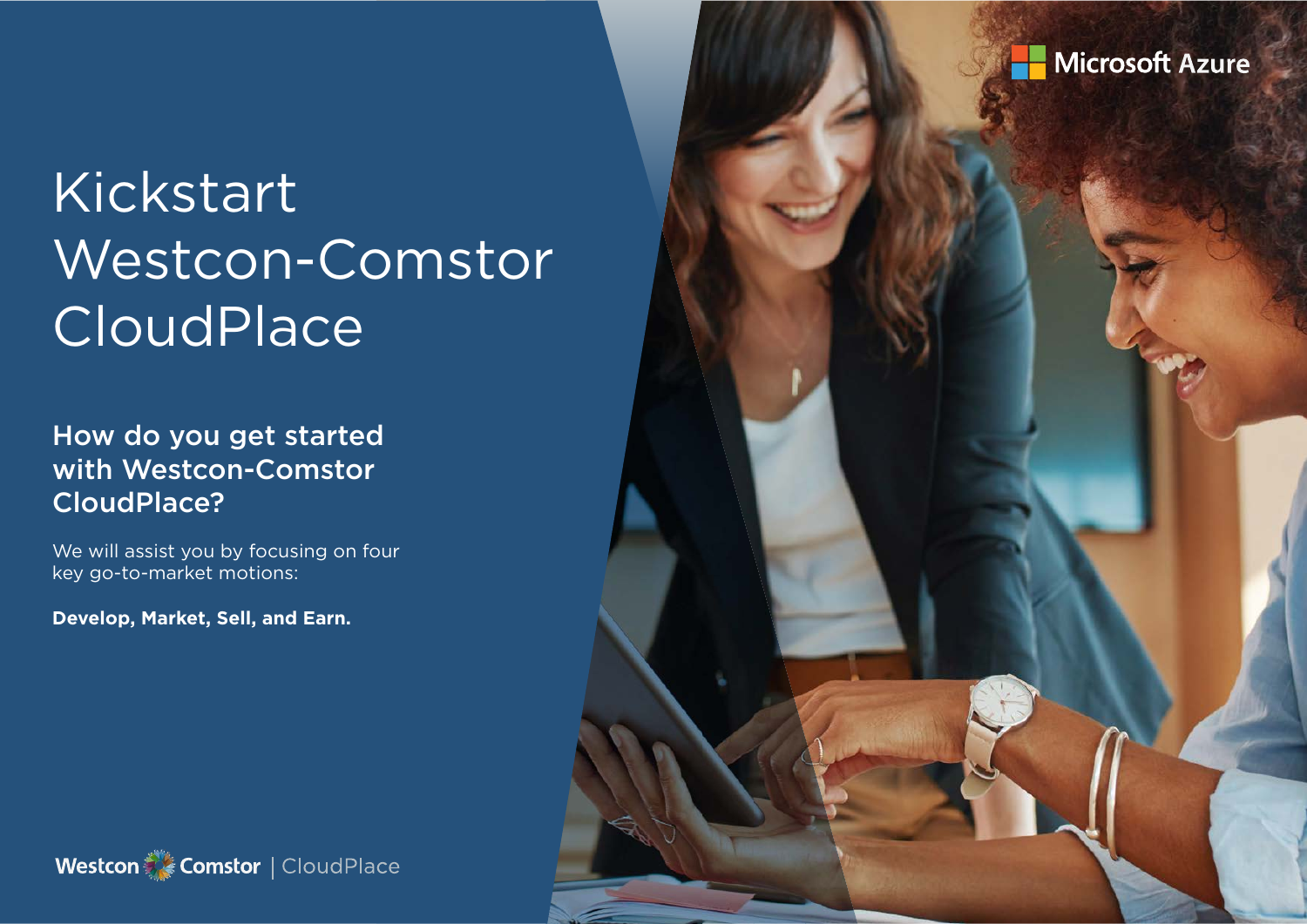Microsoft Azure

# Kickstart Westcon-Comstor CloudPlace

## How do you get started with Westcon-Comstor CloudPlace?

We will assist you by focusing on four key go-to-market motions:

**Develop, Market, Sell, and Earn.**

Westcon Comstor | CloudPlace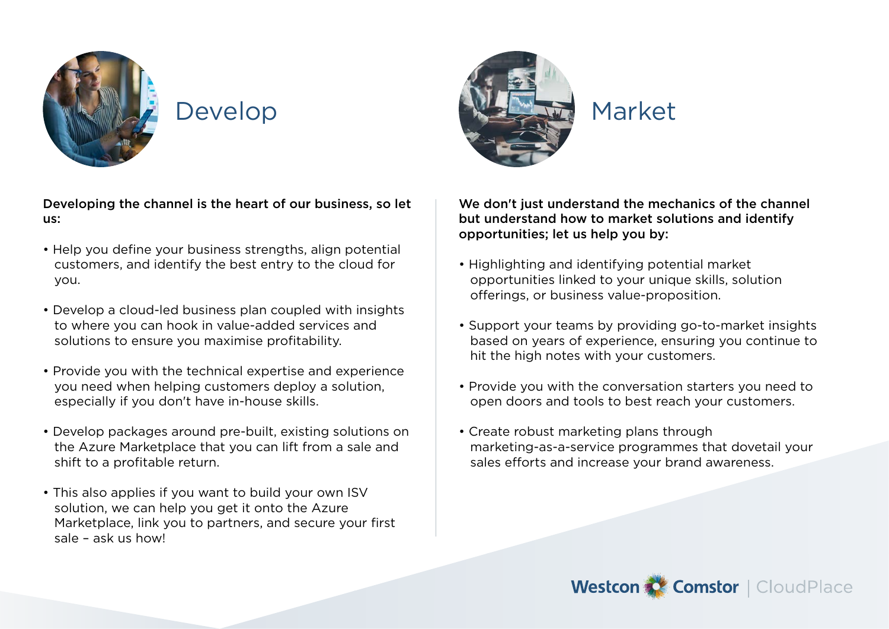## Develop

**Developing the channel is the heart of our business, so let us:**

- Help you define your business strengths, align potential customers, and identify the best entry to the cloud for you.
- Develop a cloud-led business plan coupled with insights to where you can hook in value-added services and solutions to ensure you maximise profitability.
- Provide you with the technical expertise and experience you need when helping customers deploy a solution, especially if you don't have in-house skills.
- Develop packages around pre-built, existing solutions on the Azure Marketplace that you can lift from a sale and shift to a profitable return.
- This also applies if you want to build your own ISV solution, we can help you get it onto the Azure Marketplace, link you to partners, and secure your first sale – ask us how!

## Market

**We don't just understand the mechanics of the channel but understand how to market solutions and identify opportunities; let us help you by:**

- Highlighting and identifying potential market opportunities linked to your unique skills, solution offerings, or business value-proposition.
- Support your teams by providing go-to-market insights based on years of experience, ensuring you continue to hit the high notes with your customers.
- Provide you with the conversation starters you need to open doors and tools to best reach your customers.
- Create robust marketing plans through marketing-as-a-service programmes that dovetail your sales efforts and increase your brand awareness.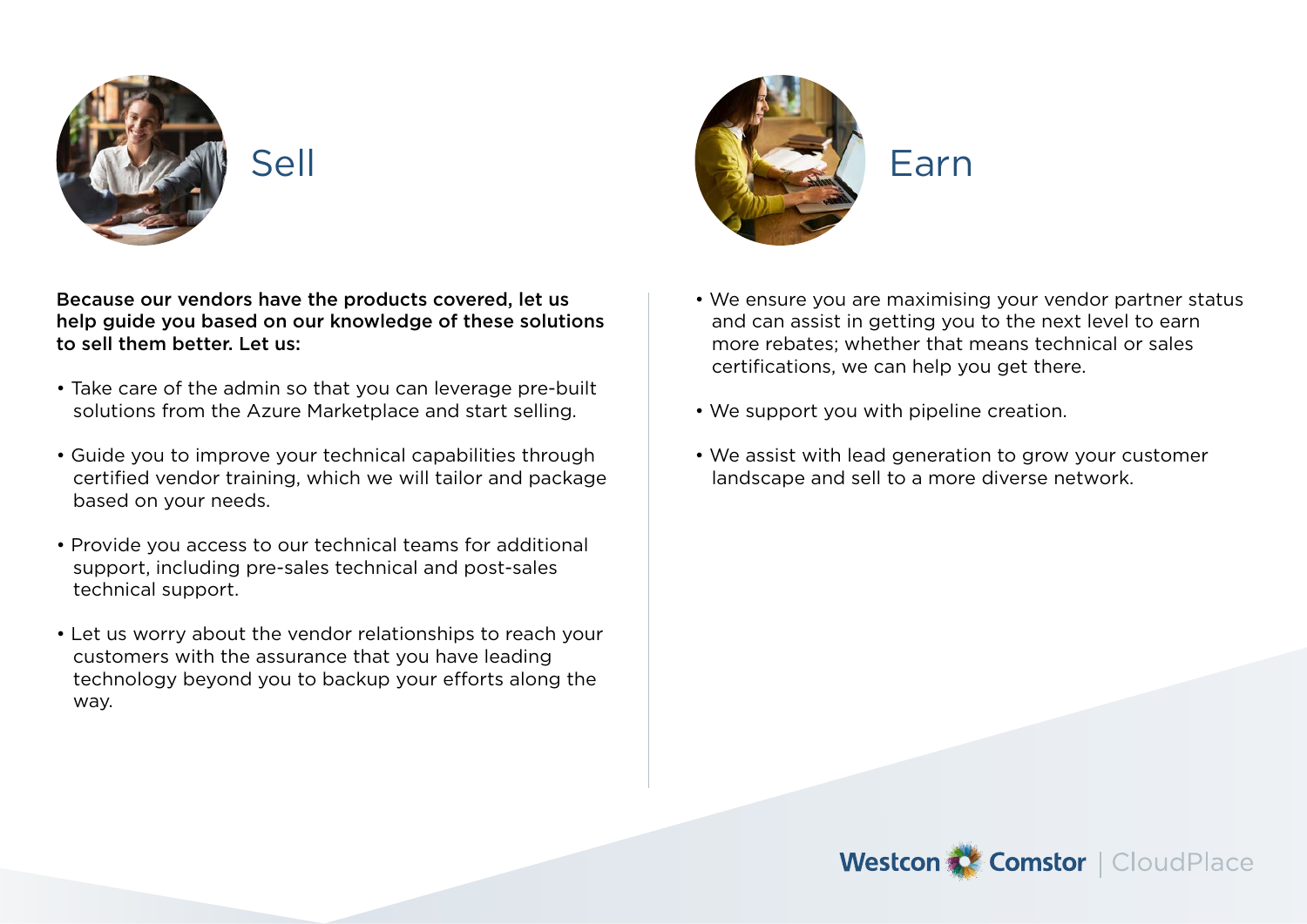## Sell

**Because our vendors have the products covered, let us help guide you based on our knowledge of these solutions to sell them better. Let us:**

- Take care of the admin so that you can leverage pre-built solutions from the Azure Marketplace and start selling.
- Guide you to improve your technical capabilities through certified vendor training, which we will tailor and package based on your needs.
- Provide you access to our technical teams for additional support, including pre-sales technical and post-sales technical support.
- Let us worry about the vendor relationships to reach your customers with the assurance that you have leading technology beyond you to backup your efforts along the way.

## Earn

- We ensure you are maximising your vendor partner status and can assist in getting you to the next level to earn more rebates; whether that means technical or sales certifications, we can help you get there.
- We support you with pipeline creation.
- We assist with lead generation to grow your customer landscape and sell to a more diverse network.

Westcon Comstor | CloudPlace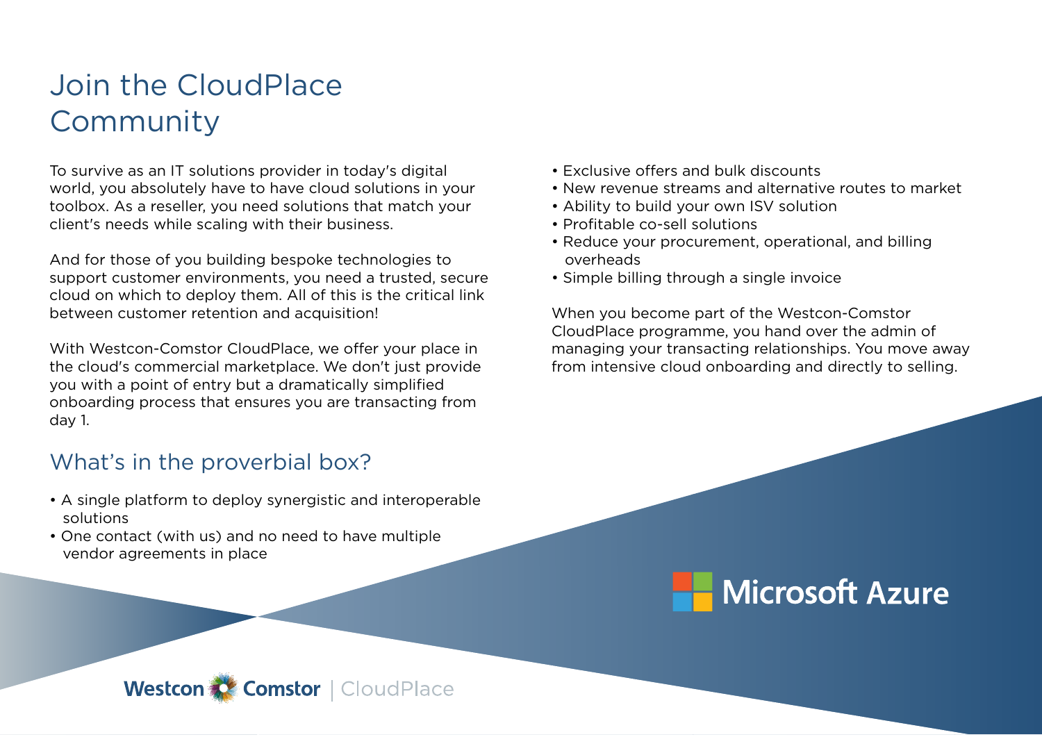# Join the CloudPlace Community

To survive as an IT solutions provider in today's digital world, you absolutely have to have cloud solutions in your toolbox. As a reseller, you need solutions that match your client's needs while scaling with their business.

And for those of you building bespoke technologies to support customer environments, you need a trusted, secure cloud on which to deploy them. All of this is the critical link between customer retention and acquisition!

With Westcon-Comstor CloudPlace, we offer your place in the cloud's commercial marketplace. We don't just provide you with a point of entry but a dramatically simplified onboarding process that ensures you are transacting from day 1.

## What's in the proverbial box?

- A single platform to deploy synergistic and interoperable solutions
- One contact (with us) and no need to have multiple vendor agreements in place
- Exclusive offers and bulk discounts
- New revenue streams and alternative routes to market
- Ability to build your own ISV solution
- Profitable co-sell solutions
- Reduce your procurement, operational, and billing overheads
- Simple billing through a single invoice

When you become part of the Westcon-Comstor CloudPlace programme, you hand over the admin of managing your transacting relationships. You move away from intensive cloud onboarding and directly to selling.

Microsoft Azure

Westcon Comstor | CloudPlace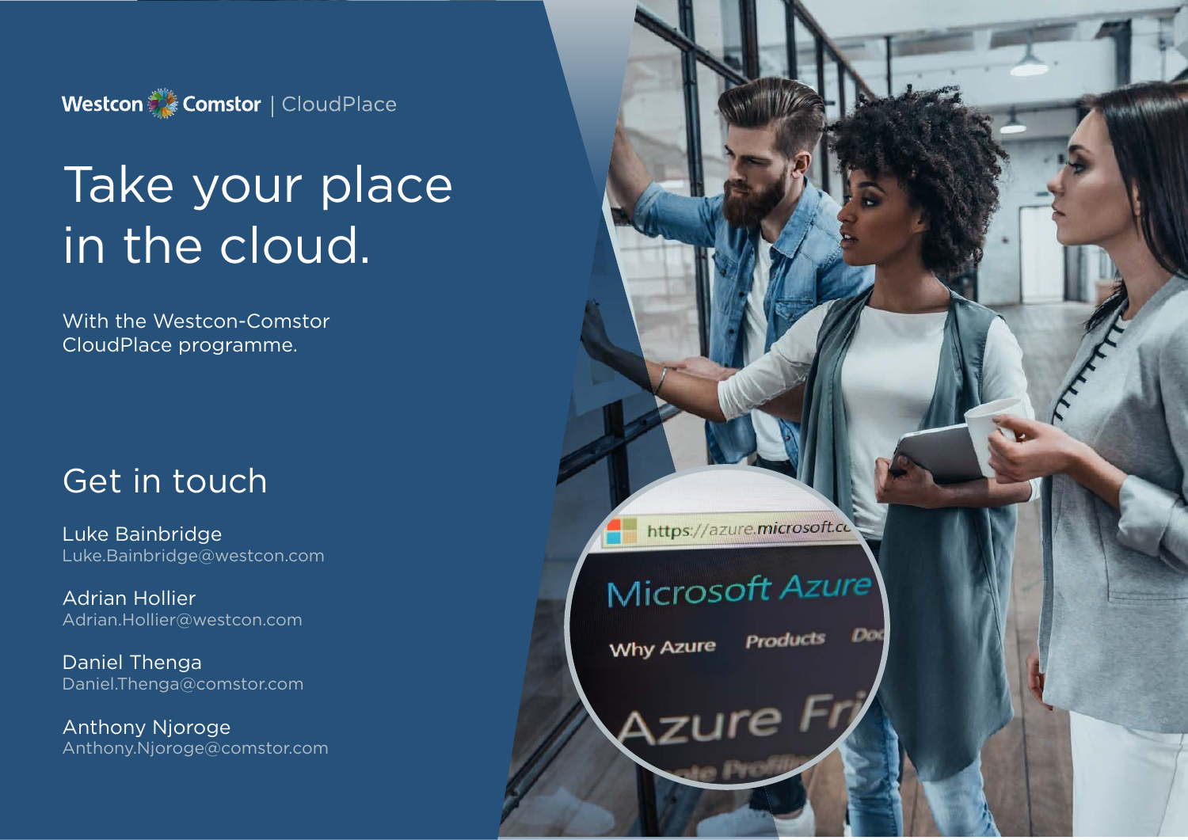Westcon Comstor | CloudPlace

# Take your place in the cloud.

With the Westcon-Comstor CloudPlace programme.

## Get in touch

Luke Bainbridge
Luke.Bainbridge@westcon.com

Adrian Hollier
Adrian.Hollier@westcon.com

Daniel Thenga
Daniel.Thenga@comstor.com

Anthony Njoroge
Anthony.Njoroge@comstor.com